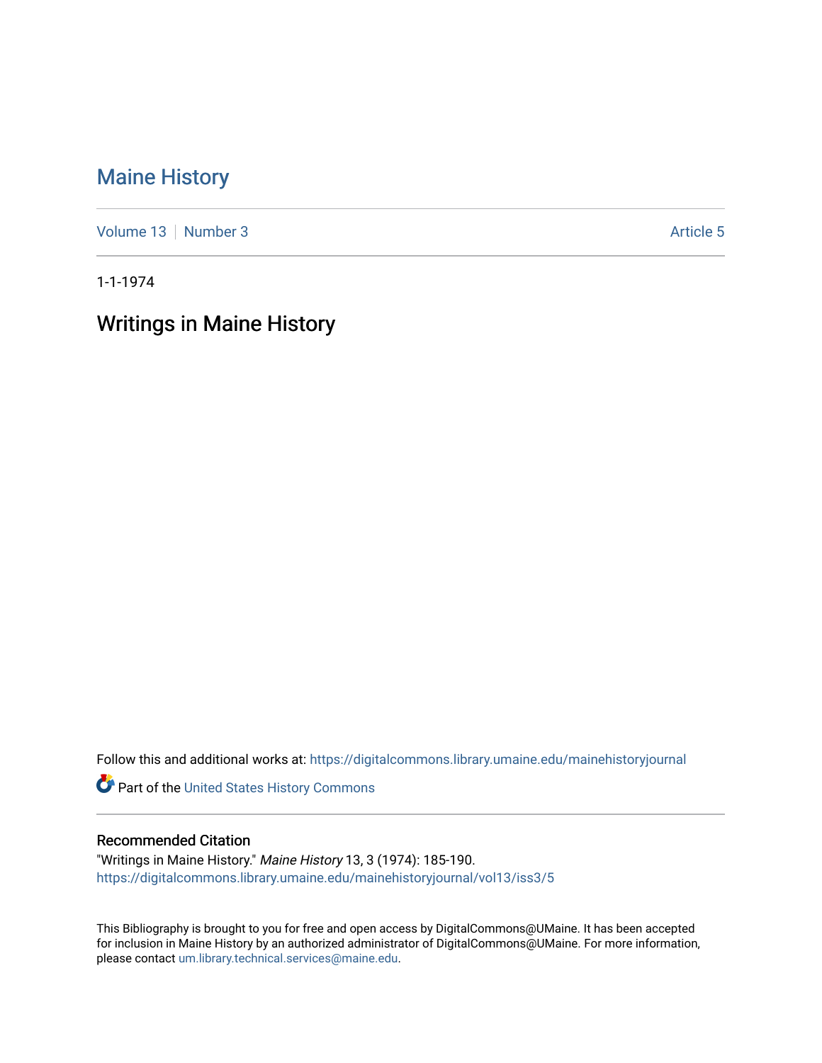# Maine History

Volume 13 | Number 3 | Article 5

1-1-1974

## Writings in Maine History

Follow this and additional works at: https://digitalcommons.library.umaine.edu/mainehistoryjournal

Part of the United States History Commons

### Recommended Citation

"Writings in Maine History." *Maine History* 13, 3 (1974): 185-190.
https://digitalcommons.library.umaine.edu/mainehistoryjournal/vol13/iss3/5

This Bibliography is brought to you for free and open access by DigitalCommons@UMaine. It has been accepted for inclusion in Maine History by an authorized administrator of DigitalCommons@UMaine. For more information, please contact um.library.technical.services@maine.edu.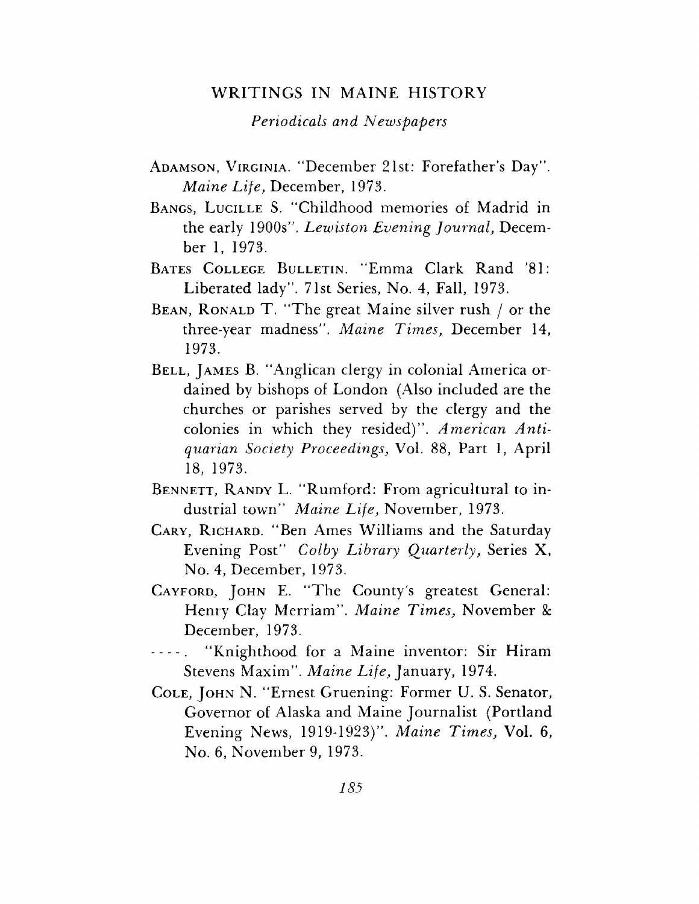## WRITINGS IN MAINE HISTORY

*Periodicals and Newspapers*

ADAMSON, VIRGINIA. "December 21st: Forefather's Day". *Maine Life,* December, 1973.

BANGS, LUCILLE S. "Childhood memories of Madrid in the early 1900s". *Lewiston Evening Journal,* December 1, 1973.

BATES COLLEGE BULLETIN. "Emma Clark Rand '81: Liberated lady". 71st Series, No. 4, Fall, 1973.

BEAN, RONALD T. "The great Maine silver rush / or the three-year madness". *Maine Times,* December 14, 1973.

BELL, JAMES B. "Anglican clergy in colonial America ordained by bishops of London (Also included are the churches or parishes served by the clergy and the colonies in which they resided)". *American Antiquarian Society Proceedings,* Vol. 88, Part 1, April 18, 1973.

BENNETT, RANDY L. "Rumford: From agricultural to industrial town" *Maine Life,* November, 1973.

CARY, RICHARD. "Ben Ames Williams and the Saturday Evening Post" *Colby Library Quarterly,* Series X, No. 4, December, 1973.

CAYFORD, JOHN E. "The County's greatest General: Henry Clay Merriam". *Maine Times,* November & December, 1973.

----. "Knighthood for a Maine inventor: Sir Hiram Stevens Maxim". *Maine Life,* January, 1974.

COLE, JOHN N. "Ernest Gruening: Former U. S. Senator, Governor of Alaska and Maine Journalist (Portland Evening News, 1919-1923)". *Maine Times,* Vol. 6, No. 6, November 9, 1973.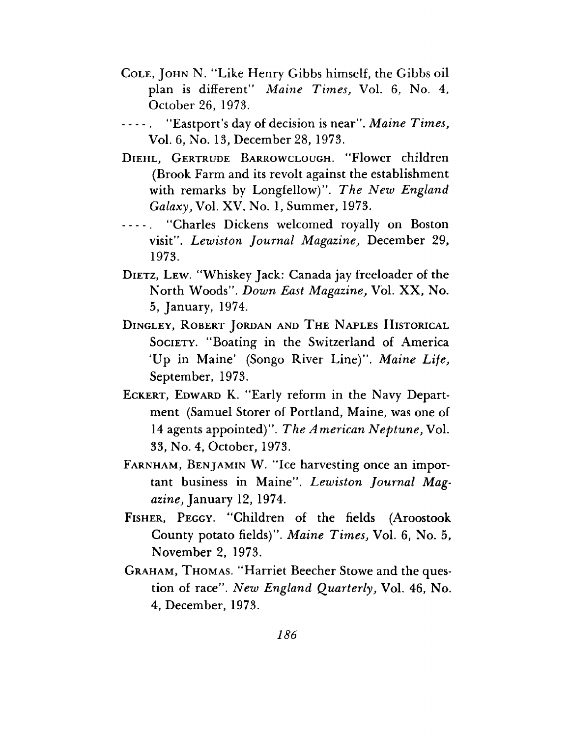COLE, JOHN N. "Like Henry Gibbs himself, the Gibbs oil plan is different" *Maine Times,* Vol. 6, No. 4, October 26, 1973.

----. "Eastport's day of decision is near". *Maine Times,* Vol. 6, No. 13, December 28, 1973.

DIEHL, GERTRUDE BARROWCLOUGH. "Flower children (Brook Farm and its revolt against the establishment with remarks by Longfellow)". *The New England Galaxy,* Vol. XV, No. 1, Summer, 1973.

----. "Charles Dickens welcomed royally on Boston visit". *Lewiston Journal Magazine,* December 29, 1973.

DIETZ, LEW. "Whiskey Jack: Canada jay freeloader of the North Woods". *Down East Magazine,* Vol. XX, No. 5, January, 1974.

DINGLEY, ROBERT JORDAN AND THE NAPLES HISTORICAL SOCIETY. "Boating in the Switzerland of America 'Up in Maine' (Songo River Line)". *Maine Life,* September, 1973.

ECKERT, EDWARD K. "Early reform in the Navy Department (Samuel Storer of Portland, Maine, was one of 14 agents appointed)". *The American Neptune,* Vol. 33, No. 4, October, 1973.

FARNHAM, BENJAMIN W. "Ice harvesting once an important business in Maine". *Lewiston Journal Magazine,* January 12, 1974.

FISHER, PEGGY. "Children of the fields (Aroostook County potato fields)". *Maine Times,* Vol. 6, No. 5, November 2, 1973.

GRAHAM, THOMAS. "Harriet Beecher Stowe and the question of race". *New England Quarterly,* Vol. 46, No. 4, December, 1973.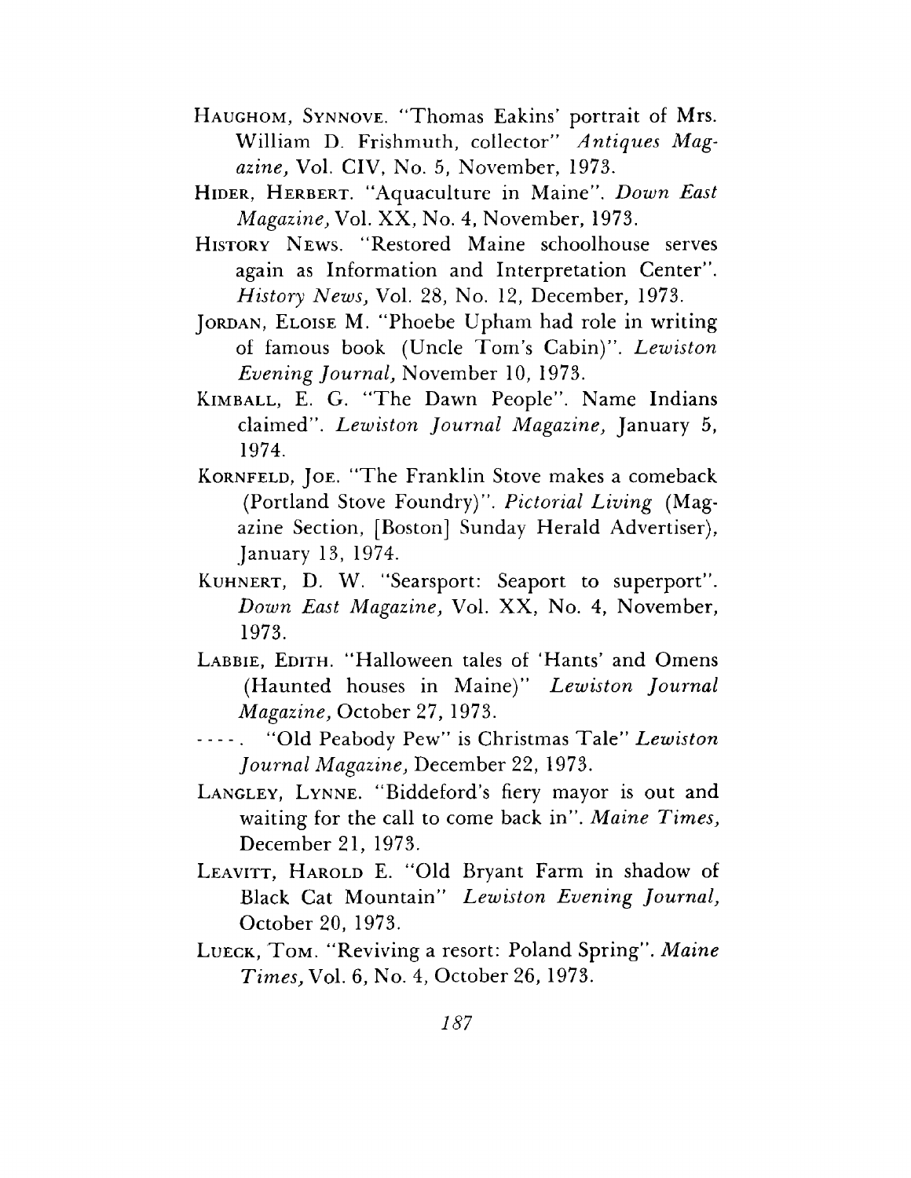HAUGHOM, SYNNOVE. "Thomas Eakins' portrait of Mrs. William D. Frishmuth, collector" *Antiques Magazine,* Vol. CIV, No. 5, November, 1973.

HIDER, HERBERT. "Aquaculture in Maine". *Down East Magazine,* Vol. XX, No. 4, November, 1973.

HISTORY NEWS. "Restored Maine schoolhouse serves again as Information and Interpretation Center". *History News,* Vol. 28, No. 12, December, 1973.

JORDAN, ELOISE M. "Phoebe Upham had role in writing of famous book (Uncle Tom's Cabin)". *Lewiston Evening Journal,* November 10, 1973.

KIMBALL, E. G. "The Dawn People". Name Indians claimed". *Lewiston Journal Magazine,* January 5, 1974.

KORNFELD, JOE. "The Franklin Stove makes a comeback (Portland Stove Foundry)". *Pictorial Living* (Magazine Section, [Boston] Sunday Herald Advertiser), January 13, 1974.

KUHNERT, D. W. "Searsport: Seaport to superport". *Down East Magazine,* Vol. XX, No. 4, November, 1973.

LABBIE, EDITH. "Halloween tales of 'Hants' and Omens (Haunted houses in Maine)" *Lewiston Journal Magazine,* October 27, 1973.

----. "Old Peabody Pew" is Christmas Tale" *Lewiston Journal Magazine,* December 22, 1973.

LANGLEY, LYNNE. "Biddeford's fiery mayor is out and waiting for the call to come back in". *Maine Times,* December 21, 1973.

LEAVITT, HAROLD E. "Old Bryant Farm in shadow of Black Cat Mountain" *Lewiston Evening Journal,* October 20, 1973.

LUECK, TOM. "Reviving a resort: Poland Spring". *Maine Times,* Vol. 6, No. 4, October 26, 1973.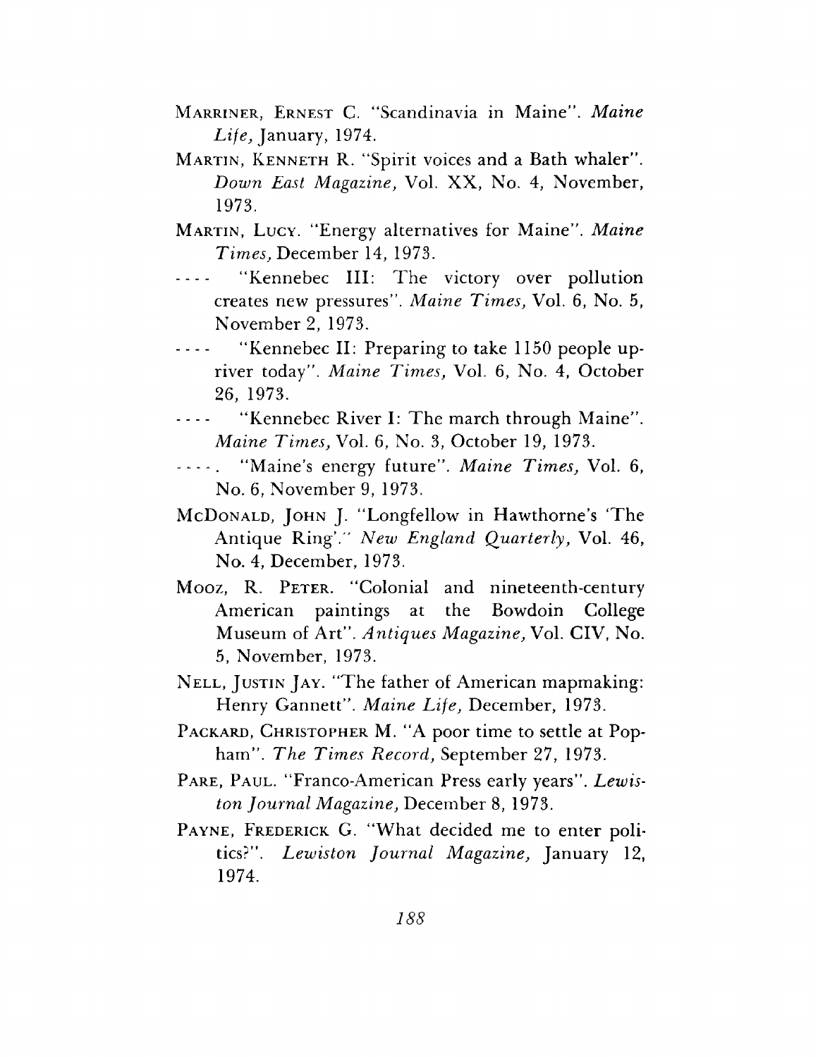MARRINER, ERNEST C. "Scandinavia in Maine". *Maine Life,* January, 1974.

MARTIN, KENNETH R. "Spirit voices and a Bath whaler". *Down East Magazine,* Vol. XX, No. 4, November, 1973.

MARTIN, LUCY. "Energy alternatives for Maine". *Maine Times,* December 14, 1973.

---- "Kennebec III: The victory over pollution creates new pressures". *Maine Times,* Vol. 6, No. 5, November 2, 1973.

---- "Kennebec II: Preparing to take 1150 people upriver today". *Maine Times,* Vol. 6, No. 4, October 26, 1973.

---- "Kennebec River I: The march through Maine". *Maine Times,* Vol. 6, No. 3, October 19, 1973.

----. "Maine's energy future". *Maine Times,* Vol. 6, No. 6, November 9, 1973.

McDONALD, JOHN J. "Longfellow in Hawthorne's 'The Antique Ring'." *New England Quarterly,* Vol. 46, No. 4, December, 1973.

MOOZ, R. PETER. "Colonial and nineteenth-century American paintings at the Bowdoin College Museum of Art". *Antiques Magazine,* Vol. CIV, No. 5, November, 1973.

NELL, JUSTIN JAY. "The father of American mapmaking: Henry Gannett". *Maine Life,* December, 1973.

PACKARD, CHRISTOPHER M. "A poor time to settle at Popham". *The Times Record,* September 27, 1973.

PARE, PAUL. "Franco-American Press early years". *Lewiston Journal Magazine,* December 8, 1973.

PAYNE, FREDERICK G. "What decided me to enter politics?". *Lewiston Journal Magazine,* January 12, 1974.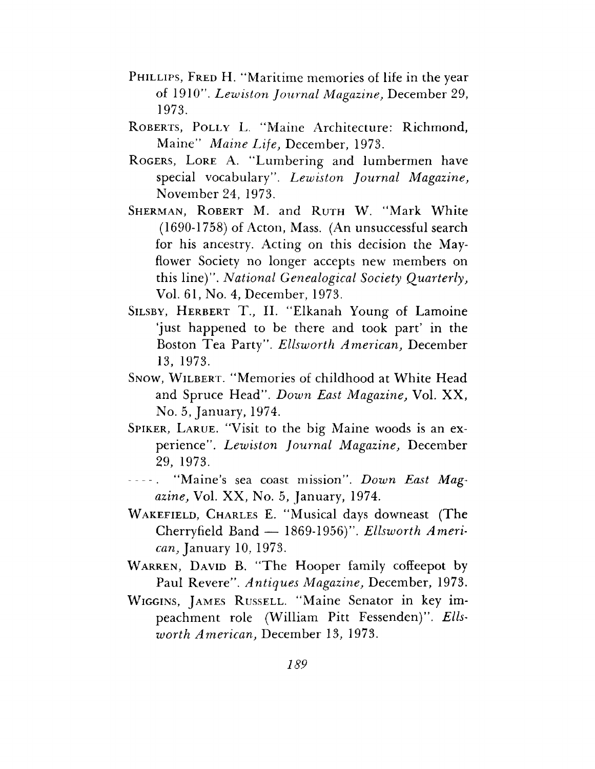PHILLIPS, FRED H. "Maritime memories of life in the year of 1910". *Lewiston Journal Magazine,* December 29, 1973.

ROBERTS, POLLY L. "Maine Architecture: Richmond, Maine" *Maine Life,* December, 1973.

ROGERS, LORE A. "Lumbering and lumbermen have special vocabulary". *Lewiston Journal Magazine,* November 24, 1973.

SHERMAN, ROBERT M. and RUTH W. "Mark White (1690-1758) of Acton, Mass. (An unsuccessful search for his ancestry. Acting on this decision the Mayflower Society no longer accepts new members on this line)". *National Genealogical Society Quarterly,* Vol. 61, No. 4, December, 1973.

SILSBY, HERBERT T., II. "Elkanah Young of Lamoine 'just happened to be there and took part' in the Boston Tea Party". *Ellsworth American,* December 13, 1973.

SNOW, WILBERT. "Memories of childhood at White Head and Spruce Head". *Down East Magazine,* Vol. XX, No. 5, January, 1974.

SPIKER, LARUE. "Visit to the big Maine woods is an experience". *Lewiston Journal Magazine,* December 29, 1973.

----. "Maine's sea coast mission". *Down East Magazine,* Vol. XX, No. 5, January, 1974.

WAKEFIELD, CHARLES E. "Musical days downeast (The Cherryfield Band — 1869-1956)". *Ellsworth American,* January 10, 1973.

WARREN, DAVID B. "The Hooper family coffeepot by Paul Revere". *Antiques Magazine,* December, 1973.

WIGGINS, JAMES RUSSELL. "Maine Senator in key impeachment role (William Pitt Fessenden)". *Ellsworth American,* December 13, 1973.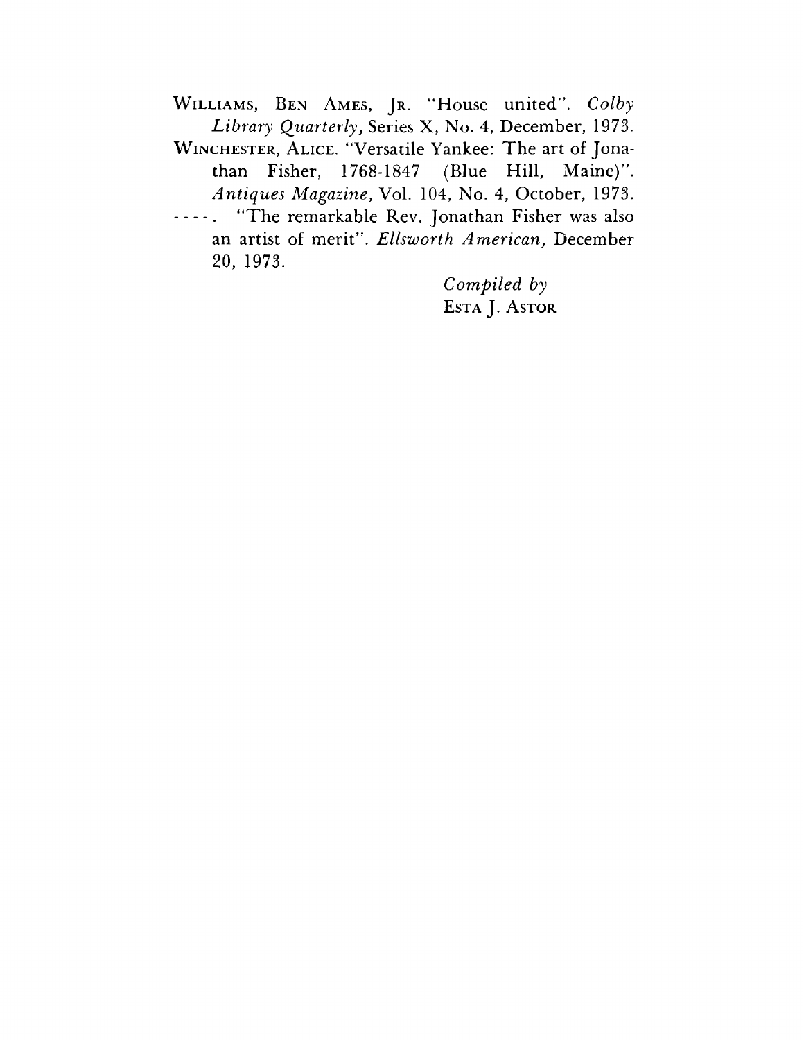WILLIAMS, BEN AMES, JR. "House united". *Colby Library Quarterly,* Series X, No. 4, December, 1973.

WINCHESTER, ALICE. "Versatile Yankee: The art of Jonathan Fisher, 1768-1847 (Blue Hill, Maine)". *Antiques Magazine,* Vol. 104, No. 4, October, 1973.

----. "The remarkable Rev. Jonathan Fisher was also an artist of merit". *Ellsworth American,* December 20, 1973.

*Compiled by*
ESTA J. ASTOR